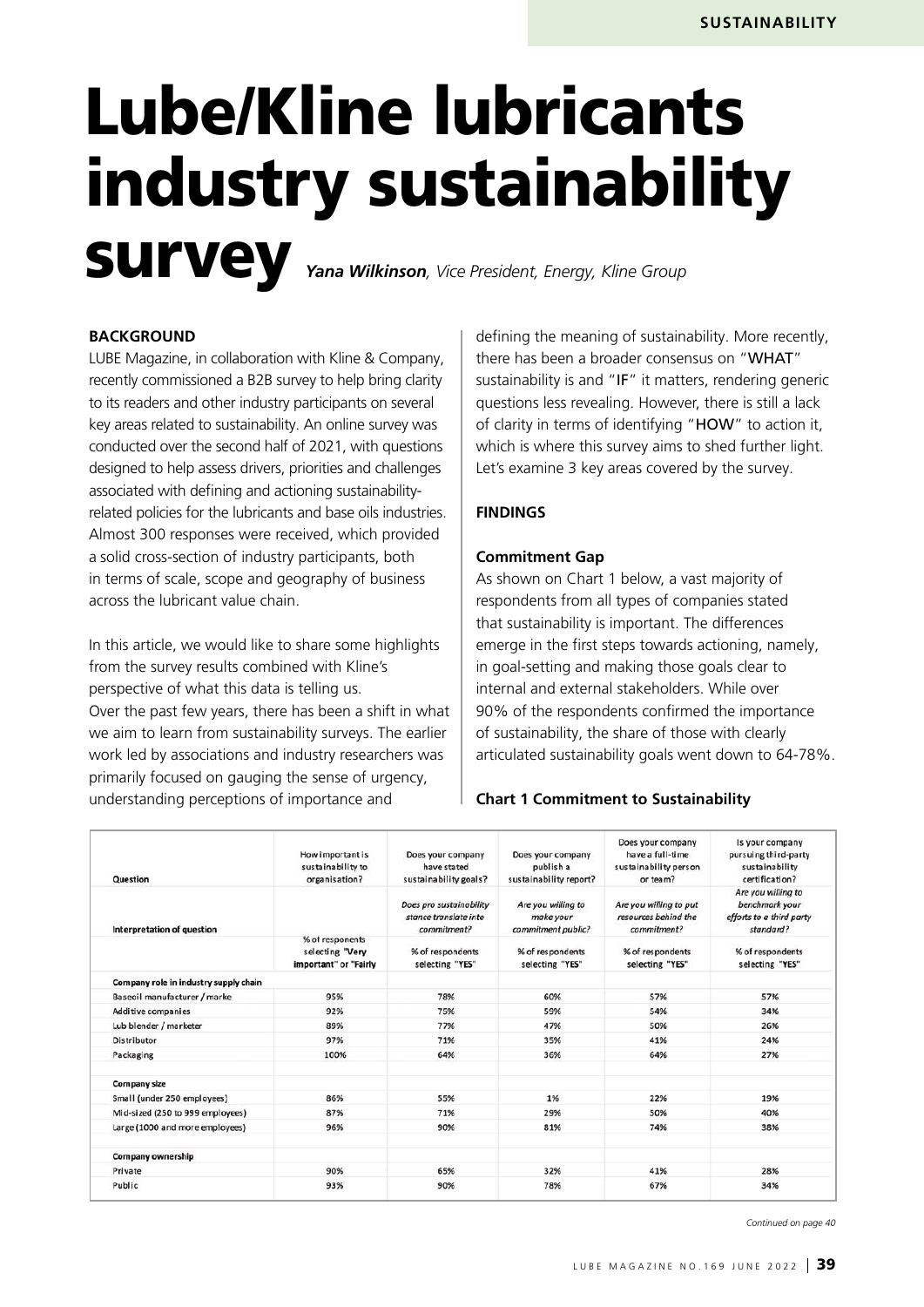# Lube/Kline lubricants industry sustainability survey

***Yana Wilkinson**, Vice President, Energy, Kline Group*

**BACKGROUND**

LUBE Magazine, in collaboration with Kline & Company, recently commissioned a B2B survey to help bring clarity to its readers and other industry participants on several key areas related to sustainability. An online survey was conducted over the second half of 2021, with questions designed to help assess drivers, priorities and challenges associated with defining and actioning sustainability-related policies for the lubricants and base oils industries. Almost 300 responses were received, which provided a solid cross-section of industry participants, both in terms of scale, scope and geography of business across the lubricant value chain.

In this article, we would like to share some highlights from the survey results combined with Kline's perspective of what this data is telling us.

Over the past few years, there has been a shift in what we aim to learn from sustainability surveys. The earlier work led by associations and industry researchers was primarily focused on gauging the sense of urgency, understanding perceptions of importance and defining the meaning of sustainability. More recently, there has been a broader consensus on "WHAT" sustainability is and "IF" it matters, rendering generic questions less revealing. However, there is still a lack of clarity in terms of identifying "HOW" to action it, which is where this survey aims to shed further light. Let's examine 3 key areas covered by the survey.

**FINDINGS**

**Commitment Gap**

As shown on Chart 1 below, a vast majority of respondents from all types of companies stated that sustainability is important. The differences emerge in the first steps towards actioning, namely, in goal-setting and making those goals clear to internal and external stakeholders. While over 90% of the respondents confirmed the importance of sustainability, the share of those with clearly articulated sustainability goals went down to 64-78%.

**Chart 1 Commitment to Sustainability**

| Question | How important is sustainability to organisation? | Does your company have stated sustainability goals? | Does your company publish a sustainability report? | Does your company have a full-time sustainability person or team? | Is your company pursuing third-party sustainability certification? |
|---|---|---|---|---|---|
| Interpretation of question | | *Does pro sustainability stance translate into commitment?* | *Are you willing to make your commitment public?* | *Are you willing to put resources behind the commitment?* | *Are you willing to benchmark your efforts to a third party standard?* |
| | % of respondents selecting "Very important" or "Fairly | % of respondents selecting "YES" | % of respondents selecting "YES" | % of respondents selecting "YES" | % of respondents selecting "YES" |
| **Company role in industry supply chain** | | | | | |
| Baseoil manufacturer / marke | 95% | 78% | 60% | 57% | 57% |
| Additive companies | 92% | 75% | 59% | 54% | 34% |
| Lub blender / marketer | 89% | 77% | 47% | 50% | 26% |
| Distributor | 97% | 71% | 35% | 41% | 24% |
| Packaging | 100% | 64% | 36% | 64% | 27% |
| **Company size** | | | | | |
| Small (under 250 employees) | 86% | 55% | 1% | 22% | 19% |
| Mid-sized (250 to 999 employees) | 87% | 71% | 29% | 50% | 40% |
| Large (1000 and more employees) | 96% | 90% | 81% | 74% | 38% |
| **Company ownership** | | | | | |
| Private | 90% | 65% | 32% | 41% | 28% |
| Public | 93% | 90% | 78% | 67% | 34% |

*Continued on page 40*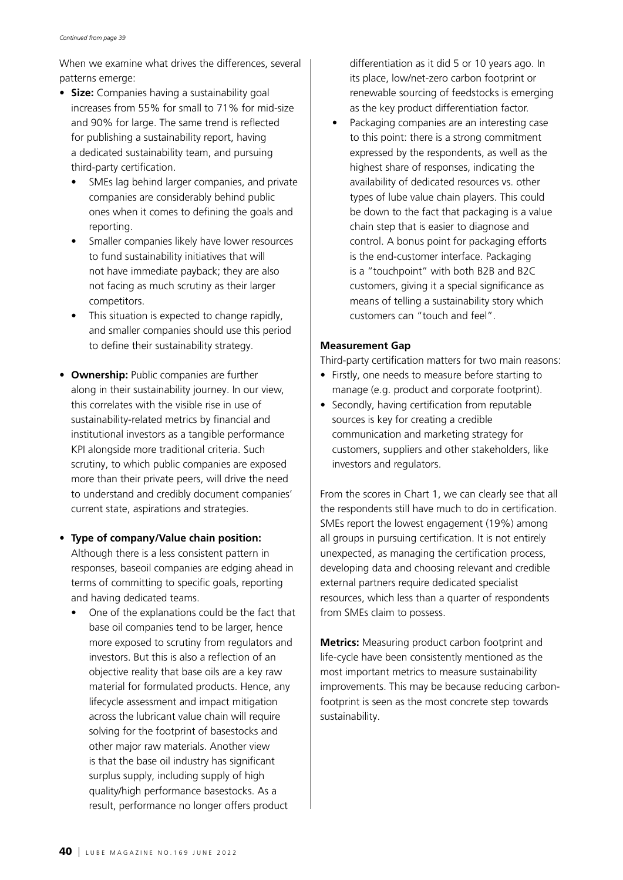*Continued from page 39*

When we examine what drives the differences, several patterns emerge:

- **Size:** Companies having a sustainability goal increases from 55% for small to 71% for mid-size and 90% for large. The same trend is reflected for publishing a sustainability report, having a dedicated sustainability team, and pursuing third-party certification.
  - SMEs lag behind larger companies, and private companies are considerably behind public ones when it comes to defining the goals and reporting.
  - Smaller companies likely have lower resources to fund sustainability initiatives that will not have immediate payback; they are also not facing as much scrutiny as their larger competitors.
  - This situation is expected to change rapidly, and smaller companies should use this period to define their sustainability strategy.

- **Ownership:** Public companies are further along in their sustainability journey. In our view, this correlates with the visible rise in use of sustainability-related metrics by financial and institutional investors as a tangible performance KPI alongside more traditional criteria. Such scrutiny, to which public companies are exposed more than their private peers, will drive the need to understand and credibly document companies' current state, aspirations and strategies.

- **Type of company/Value chain position:** Although there is a less consistent pattern in responses, baseoil companies are edging ahead in terms of committing to specific goals, reporting and having dedicated teams.
  - One of the explanations could be the fact that base oil companies tend to be larger, hence more exposed to scrutiny from regulators and investors. But this is also a reflection of an objective reality that base oils are a key raw material for formulated products. Hence, any lifecycle assessment and impact mitigation across the lubricant value chain will require solving for the footprint of basestocks and other major raw materials. Another view is that the base oil industry has significant surplus supply, including supply of high quality/high performance basestocks. As a result, performance no longer offers product differentiation as it did 5 or 10 years ago. In its place, low/net-zero carbon footprint or renewable sourcing of feedstocks is emerging as the key product differentiation factor.
  - Packaging companies are an interesting case to this point: there is a strong commitment expressed by the respondents, as well as the highest share of responses, indicating the availability of dedicated resources vs. other types of lube value chain players. This could be down to the fact that packaging is a value chain step that is easier to diagnose and control. A bonus point for packaging efforts is the end-customer interface. Packaging is a "touchpoint" with both B2B and B2C customers, giving it a special significance as means of telling a sustainability story which customers can "touch and feel".

**Measurement Gap**

Third-party certification matters for two main reasons:

- Firstly, one needs to measure before starting to manage (e.g. product and corporate footprint).
- Secondly, having certification from reputable sources is key for creating a credible communication and marketing strategy for customers, suppliers and other stakeholders, like investors and regulators.

From the scores in Chart 1, we can clearly see that all the respondents still have much to do in certification. SMEs report the lowest engagement (19%) among all groups in pursuing certification. It is not entirely unexpected, as managing the certification process, developing data and choosing relevant and credible external partners require dedicated specialist resources, which less than a quarter of respondents from SMEs claim to possess.

**Metrics:** Measuring product carbon footprint and life-cycle have been consistently mentioned as the most important metrics to measure sustainability improvements. This may be because reducing carbon-footprint is seen as the most concrete step towards sustainability.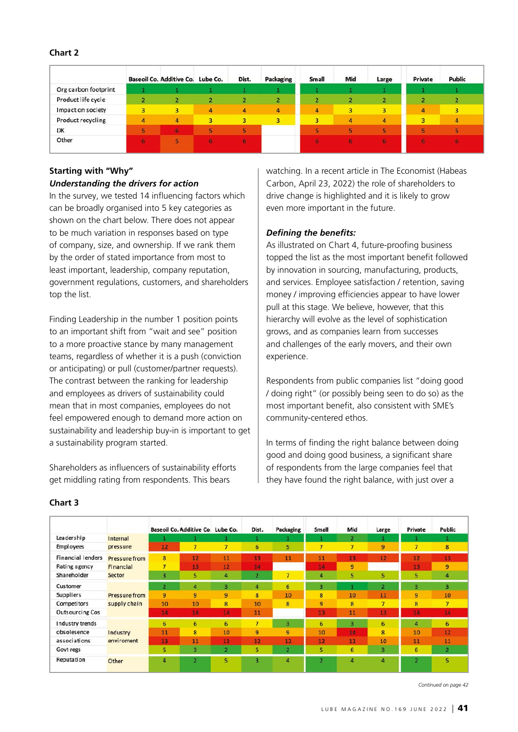**Chart 2**

| | Baseoil Co. | Additive Co. | Lube Co. | Dist. | Packaging | Small | Mid | Large | Private | Public |
|---|---|---|---|---|---|---|---|---|---|---|
| Org carbon footprint | 1 | 1 | 1 | 1 | 1 | 1 | 1 | 1 | 1 | 1 |
| Product life cycle | 2 | 2 | 2 | 2 | 2 | 2 | 2 | 2 | 2 | 2 |
| Impact on society | 3 | 3 | 4 | 4 | 4 | 4 | 3 | 3 | 4 | 3 |
| Product recycling | 4 | 4 | 3 | 3 | 3 | 3 | 4 | 4 | 3 | 4 |
| DK | 5 | 6 | 5 | 5 | | 5 | 5 | 5 | 5 | 5 |
| Other | 6 | 5 | 6 | 6 | | 6 | 6 | 6 | 6 | 6 |

## Starting with "Why"

### *Understanding the drivers for action*

In the survey, we tested 14 influencing factors which can be broadly organised into 5 key categories as shown on the chart below. There does not appear to be much variation in responses based on type of company, size, and ownership. If we rank them by the order of stated importance from most to least important, leadership, company reputation, government regulations, customers, and shareholders top the list.

Finding Leadership in the number 1 position points to an important shift from "wait and see" position to a more proactive stance by many management teams, regardless of whether it is a push (conviction or anticipating) or pull (customer/partner requests). The contrast between the ranking for leadership and employees as drivers of sustainability could mean that in most companies, employees do not feel empowered enough to demand more action on sustainability and leadership buy-in is important to get a sustainability program started.

Shareholders as influencers of sustainability efforts get middling rating from respondents. This bears watching. In a recent article in The Economist (Habeas Carbon, April 23, 2022) the role of shareholders to drive change is highlighted and it is likely to grow even more important in the future.

### *Defining the benefits:*

As illustrated on Chart 4, future-proofing business topped the list as the most important benefit followed by innovation in sourcing, manufacturing, products, and services. Employee satisfaction / retention, saving money / improving efficiencies appear to have lower pull at this stage. We believe, however, that this hierarchy will evolve as the level of sophistication grows, and as companies learn from successes and challenges of the early movers, and their own experience.

Respondents from public companies list "doing good / doing right" (or possibly being seen to do so) as the most important benefit, also consistent with SME's community-centered ethos.

In terms of finding the right balance between doing good and doing good business, a significant share of respondents from the large companies feel that they have found the right balance, with just over a

**Chart 3**

| | | Baseoil Co. | Additive Co. | Lube Co. | Dist. | Packaging | Small | Mid | Large | Private | Public |
|---|---|---|---|---|---|---|---|---|---|---|---|
| Leadership | Internal pressure | 1 | 1 | 1 | 1 | 1 | 1 | 2 | 1 | 1 | 1 |
| Employees | | 12 | 7 | 7 | 6 | 5 | 7 | 7 | 9 | 7 | 8 |
| Financial lenders | Pressure from Financial Sector | 8 | 12 | 11 | 13 | 11 | 11 | 13 | 12 | 12 | 13 |
| Rating agency | | 7 | 13 | 12 | 14 | | 14 | 9 | | 13 | 9 |
| Shareholder | | 3 | 5 | 4 | 2 | 7 | 4 | 5 | 5 | 5 | 4 |
| Customer | Pressure from supply chain | 2 | 4 | 3 | 4 | 6 | 3 | 1 | 2 | 3 | 3 |
| Suppliers | | 9 | 9 | 9 | 8 | 10 | 8 | 10 | 11 | 9 | 10 |
| Competitors | | 10 | 10 | 8 | 10 | 8 | 9 | 8 | 7 | 8 | 7 |
| Outsourcing Cos | | 14 | 14 | 14 | 11 | | 13 | 11 | 13 | 14 | 14 |
| Industry trends | Industry enviroment | 6 | 6 | 6 | 7 | 3 | 6 | 3 | 6 | 4 | 6 |
| obsolesence | | 11 | 8 | 10 | 9 | 9 | 10 | 14 | 8 | 10 | 12 |
| associations | | 13 | 11 | 13 | 12 | 12 | 12 | 12 | 10 | 11 | 11 |
| Govt regs | | 5 | 3 | 2 | 5 | 2 | 5 | 6 | 3 | 6 | 2 |
| Reputation | Other | 4 | 2 | 5 | 3 | 4 | 2 | 4 | 4 | 2 | 5 |

*Continued on page 42*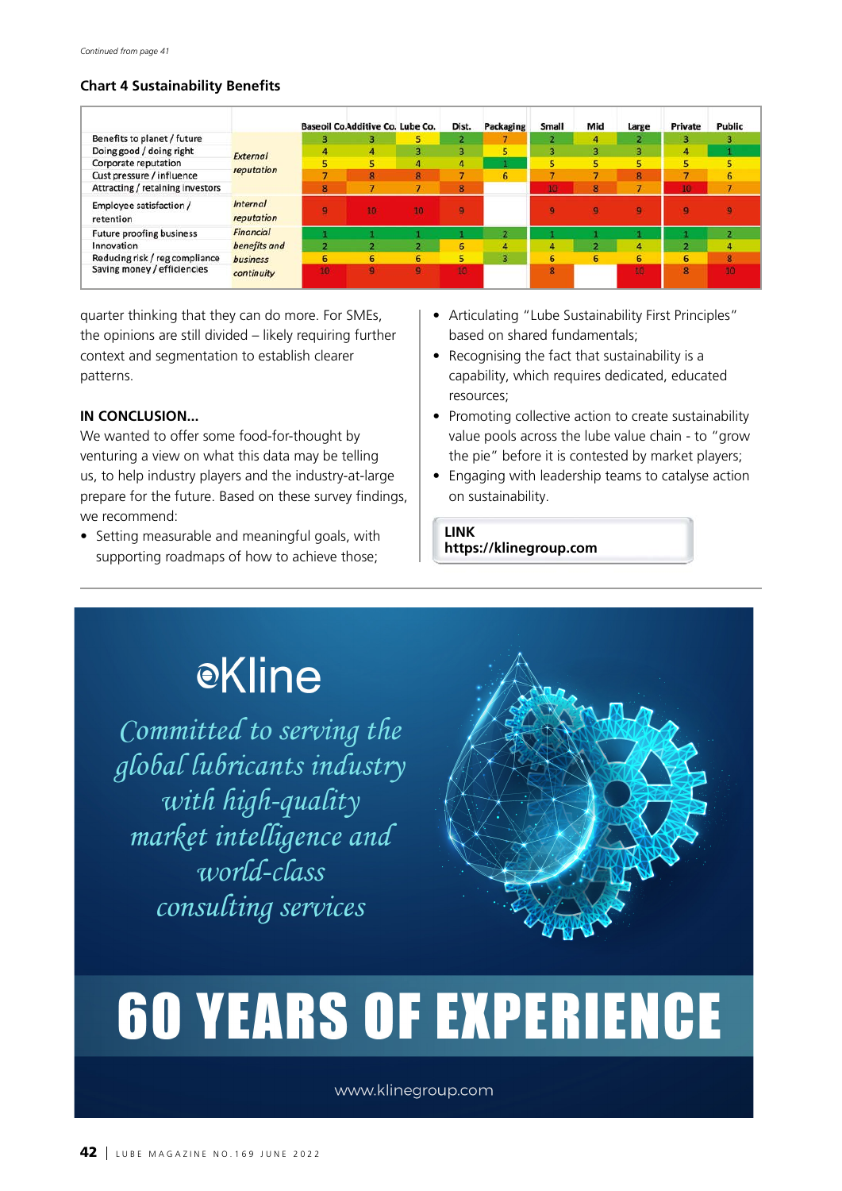*Continued from page 41*

### Chart 4 Sustainability Benefits

| | | Baseoil Co. | Additive Co. | Lube Co. | Dist. | Packaging | Small | Mid | Large | Private | Public |
|---|---|---|---|---|---|---|---|---|---|---|---|
| Benefits to planet / future | *External reputation* | 3 | 3 | 5 | 2 | 7 | 2 | 4 | 2 | 3 | 3 |
| Doing good / doing right | | 4 | 4 | 3 | 3 | 5 | 3 | 3 | 3 | 4 | 1 |
| Corporate reputation | | 5 | 5 | 4 | 4 | 1 | 5 | 5 | 5 | 5 | 5 |
| Cust pressure / influence | | 7 | 8 | 8 | 7 | 6 | 7 | 7 | 8 | 7 | 6 |
| Attracting / retaining investors | | 8 | 7 | 7 | 8 | | 10 | 8 | 7 | 10 | 7 |
| Employee satisfaction / retention | *Internal reputation* | 9 | 10 | 10 | 9 | | 9 | 9 | 9 | 9 | 9 |
| Future proofing business | *Financial benefits and business continuity* | 1 | 1 | 1 | 1 | 2 | 1 | 1 | 1 | 1 | 2 |
| Innovation | | 2 | 2 | 2 | 6 | 4 | 4 | 2 | 4 | 2 | 4 |
| Reducing risk / reg compliance | | 6 | 6 | 6 | 5 | 3 | 6 | 6 | 6 | 6 | 8 |
| Saving money / efficiencies | | 10 | 9 | 9 | 10 | | 8 | | 10 | 8 | 10 |

quarter thinking that they can do more. For SMEs, the opinions are still divided – likely requiring further context and segmentation to establish clearer patterns.

**IN CONCLUSION...**

We wanted to offer some food-for-thought by venturing a view on what this data may be telling us, to help industry players and the industry-at-large prepare for the future. Based on these survey findings, we recommend:

- Setting measurable and meaningful goals, with supporting roadmaps of how to achieve those;
- Articulating "Lube Sustainability First Principles" based on shared fundamentals;
- Recognising the fact that sustainability is a capability, which requires dedicated, educated resources;
- Promoting collective action to create sustainability value pools across the lube value chain - to "grow the pie" before it is contested by market players;
- Engaging with leadership teams to catalyse action on sustainability.

**LINK**
**https://klinegroup.com**

Kline

*Committed to serving the global lubricants industry with high-quality market intelligence and world-class consulting services*

60 YEARS OF EXPERIENCE

www.klinegroup.com